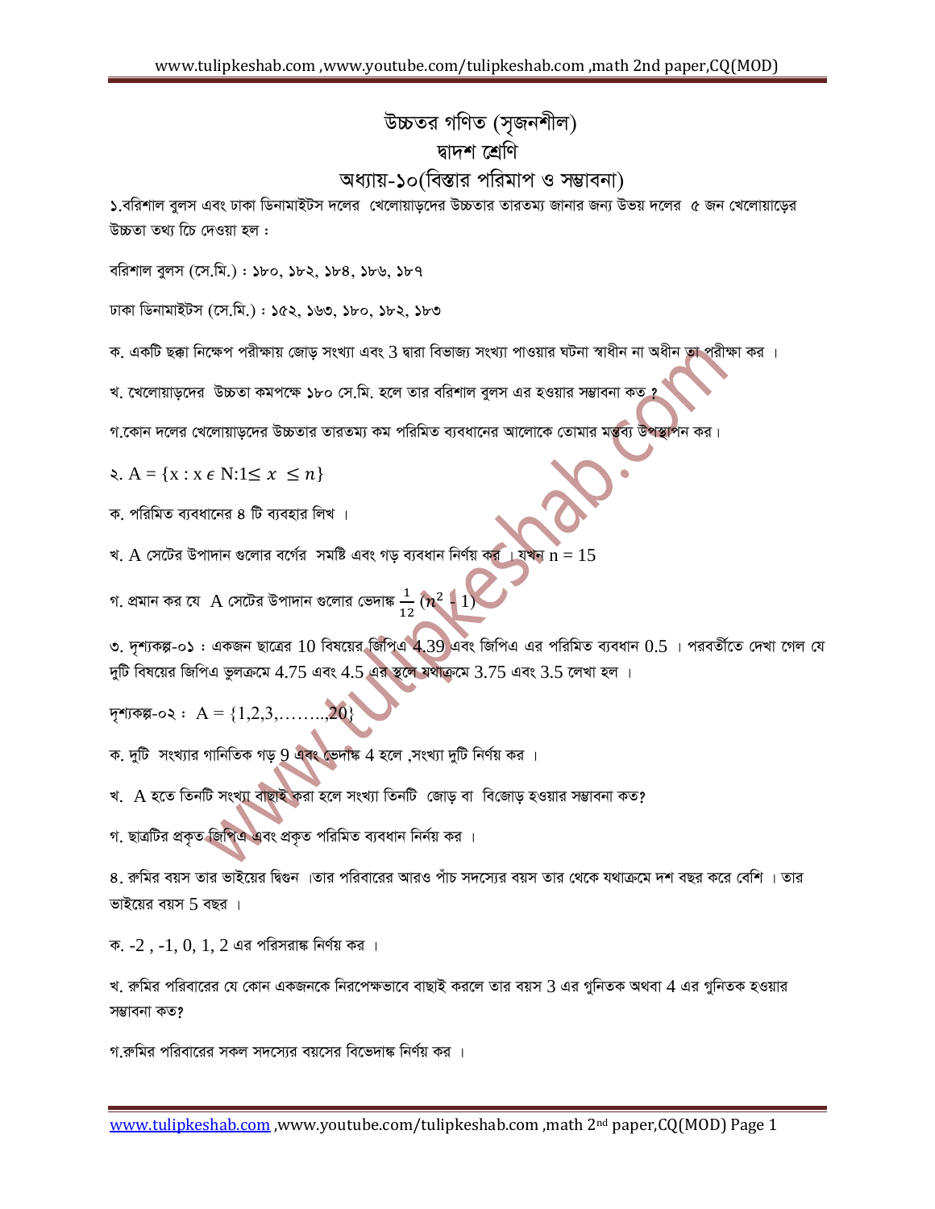# উচ্চতর গণিত (সৃজনশীল)

## দ্বাদশ শ্রেণি

## অধ্যায়-১০(বিস্তার পরিমাপ ও সম্ভাবনা)

১.বরিশাল বুলস এবং ঢাকা ডিনামাইটস দলের খেলোয়াড়দের উচ্চতার তারতম্য জানার জন্য উভয় দলের ৫ জন খেলোয়াড়ের উচ্চতা তথ্য চি দেওয়া হল :

বরিশাল বুলস (সে.মি.) : ১৮০, ১৮২, ১৮৪, ১৮৬, ১৮৭

ঢাকা ডিনামাইটস (সে.মি.) : ১৫২, ১৬৩, ১৮০, ১৮২, ১৮৩

ক. একটি ছক্কা নিক্ষেপ পরীক্ষায় জোড় সংখ্যা এবং 3 দ্বারা বিভাজ্য সংখ্যা পাওয়ার ঘটনা স্বাধীন না অধীন তা পরীক্ষা কর ।

খ. খেলোয়াড়দের উচ্চতা কমপক্ষে ১৮০ সে.মি. হলে তার বরিশাল বুলস এর হওয়ার সম্ভাবনা কত ?

গ.কোন দলের খেলোয়াড়দের উচ্চতার তারতম্য কম পরিমিত ব্যবধানের আলোকে তোমার মন্তব্য উপস্থাপন কর।

২. $A = \{x : x \epsilon N : 1 \leq x \leq n\}$

ক. পরিমিত ব্যবধানের ৪ টি ব্যবহার লিখ ।

খ. A সেটের উপাদান গুলোর বর্গের সমষ্টি এবং গড় ব্যবধান নির্ণয় কর । যখন $n = 15$

গ. প্রমান কর যে A সেটের উপাদান গুলোর ভেদাঙ্ক $\frac{1}{12}(n^2 - 1)$

৩. দৃশ্যকল্প-০১ : একজন ছাত্রের 10 বিষয়ের জিপিএ 4.39 এবং জিপিএ এর পরিমিত ব্যবধান 0.5 । পরবর্তীতে দেখা গেল যে দুটি বিষয়ের জিপিএ ভুলক্রমে 4.75 এবং 4.5 এর স্থলে যথাক্রমে 3.75 এবং 3.5 লেখা হল ।

দৃশ্যকল্প-০২ : $A = \{1,2,3,........,20\}$

ক. দুটি সংখ্যার গানিতিক গড় 9 এবং ভেদাঙ্ক 4 হলে ,সংখ্যা দুটি নির্ণয় কর ।

খ. A হতে তিনটি সংখ্যা বাছাই করা হলে সংখ্যা তিনটি জোড় বা বিজোড় হওয়ার সম্ভাবনা কত?

গ. ছাত্রটির প্রকৃত জিপিএ এবং প্রকৃত পরিমিত ব্যবধান নির্নয় কর ।

৪. রুমির বয়স তার ভাইয়ের দ্বিগুন ।তার পরিবারের আরও পাঁচ সদস্যের বয়স তার থেকে যথাক্রমে দশ বছর করে বেশি । তার ভাইয়ের বয়স 5 বছর ।

ক. -2 , -1, 0, 1, 2 এর পরিসরাঙ্ক নির্ণয় কর ।

খ. রুমির পরিবারের যে কোন একজনকে নিরপেক্ষভাবে বাছাই করলে তার বয়স 3 এর গুনিতক অথবা 4 এর গুনিতক হওয়ার সম্ভাবনা কত?

গ.রুমির পরিবারের সকল সদস্যের বয়সের বিভেদাঙ্ক নির্ণয় কর ।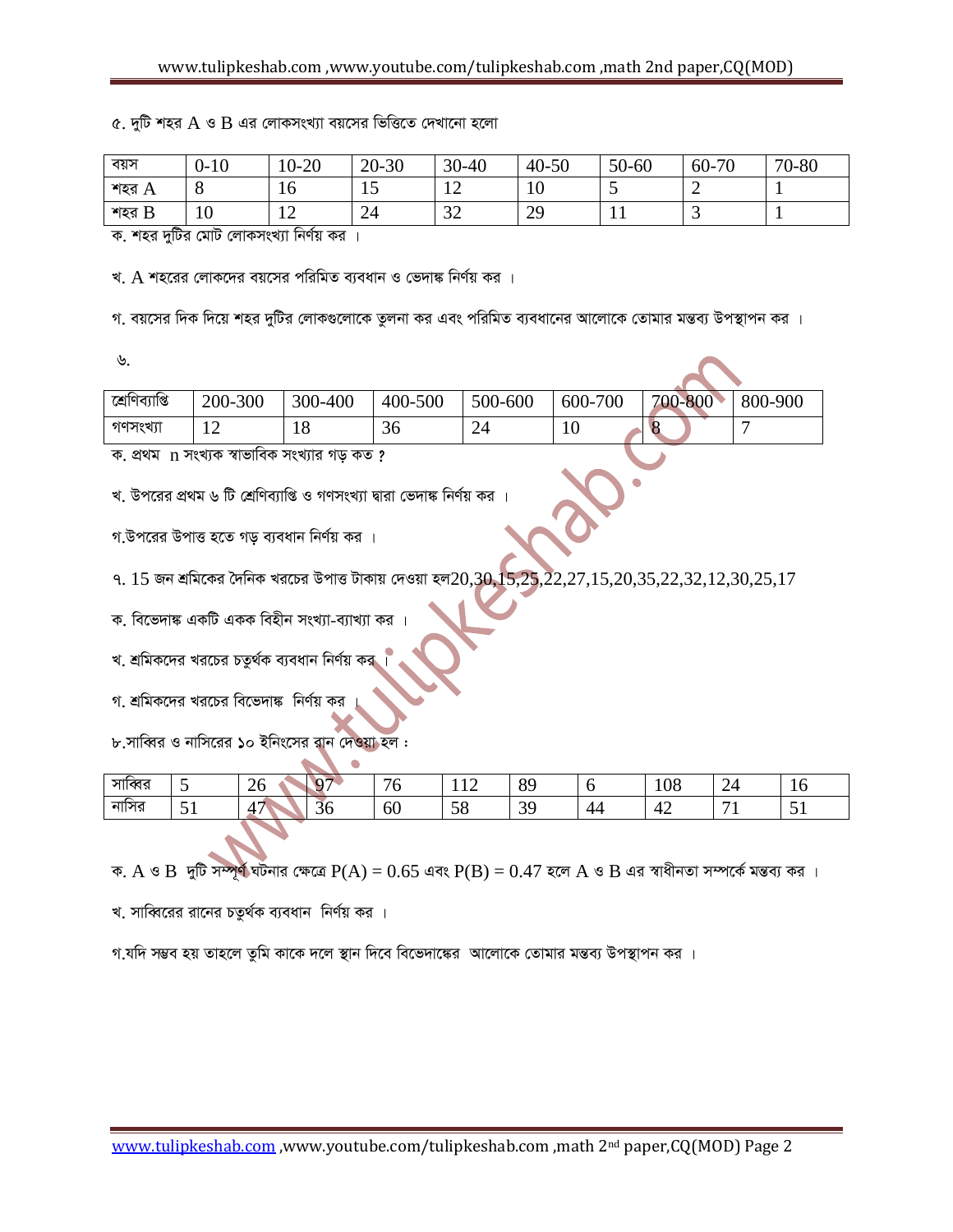৫. দুটি শহর $A$ ও $B$ এর লোকসংখ্যা বয়সের ভিত্তিতে দেখানো হলো

| বয়স | 0-10 | 10-20 | 20-30 | 30-40 | 40-50 | 50-60 | 60-70 | 70-80 |
|---|---|---|---|---|---|---|---|---|
| শহর A | 8 | 16 | 15 | 12 | 10 | 5 | 2 | 1 |
| শহর B | 10 | 12 | 24 | 32 | 29 | 11 | 3 | 1 |

ক. শহর দুটির মোট লোকসংখ্যা নির্ণয় কর ।

খ. $A$ শহরের লোকদের বয়সের পরিমিত ব্যবধান ও ভেদাঙ্ক নির্ণয় কর ।

গ. বয়সের দিক দিয়ে শহর দুটির লোকগুলোকে তুলনা কর এবং পরিমিত ব্যবধানের আলোকে তোমার মন্তব্য উপস্থাপন কর ।

৬.

| শ্রেণিব্যাপ্তি | 200-300 | 300-400 | 400-500 | 500-600 | 600-700 | 700-800 | 800-900 |
|---|---|---|---|---|---|---|---|
| গণসংখ্যা | 12 | 18 | 36 | 24 | 10 | 8 | 7 |

ক. প্রথম $n$ সংখ্যক স্বাভাবিক সংখ্যার গড় কত ?

খ. উপরের প্রথম ৬ টি শ্রেণিব্যাপ্তি ও গণসংখ্যা দ্বারা ভেদাঙ্ক নির্ণয় কর ।

গ.উপরের উপাত্ত হতে গড় ব্যবধান নির্ণয় কর ।

৭. 15 জন শ্রমিকের দৈনিক খরচের উপাত্ত টাকায় দেওয়া হল20,30,15,25,22,27,15,20,35,22,32,12,30,25,17

ক. বিভেদাঙ্ক একটি একক বিহীন সংখ্যা-ব্যাখ্যা কর ।

খ. শ্রমিকদের খরচের চতুর্থক ব্যবধান নির্ণয় কর ।

গ. শ্রমিকদের খরচের বিভেদাঙ্ক নির্ণয় কর ।

৮.সাব্বির ও নাসিরের ১০ ইনিংসের রান দেওয়া হল :

| | | | | | | | | | | |
|---|---|---|---|---|---|---|---|---|---|---|
| সাব্বির | 5 | 26 | 97 | 76 | 112 | 89 | 6 | 108 | 24 | 16 |
| নাসির | 51 | 47 | 36 | 60 | 58 | 39 | 44 | 42 | 71 | 51 |

ক. $A$ ও $B$ দুটি সম্পূর্ণ ঘটনার ক্ষেত্রে $P(A) = 0.65$ এবং $P(B) = 0.47$ হলে $A$ ও $B$ এর স্বাধীনতা সম্পর্কে মন্তব্য কর ।

খ. সাব্বিরের রানের চতুর্থক ব্যবধান নির্ণয় কর ।

গ.যদি সম্ভব হয় তাহলে তুমি কাকে দলে স্থান দিবে বিভেদাঙ্কের আলোকে তোমার মন্তব্য উপস্থাপন কর ।